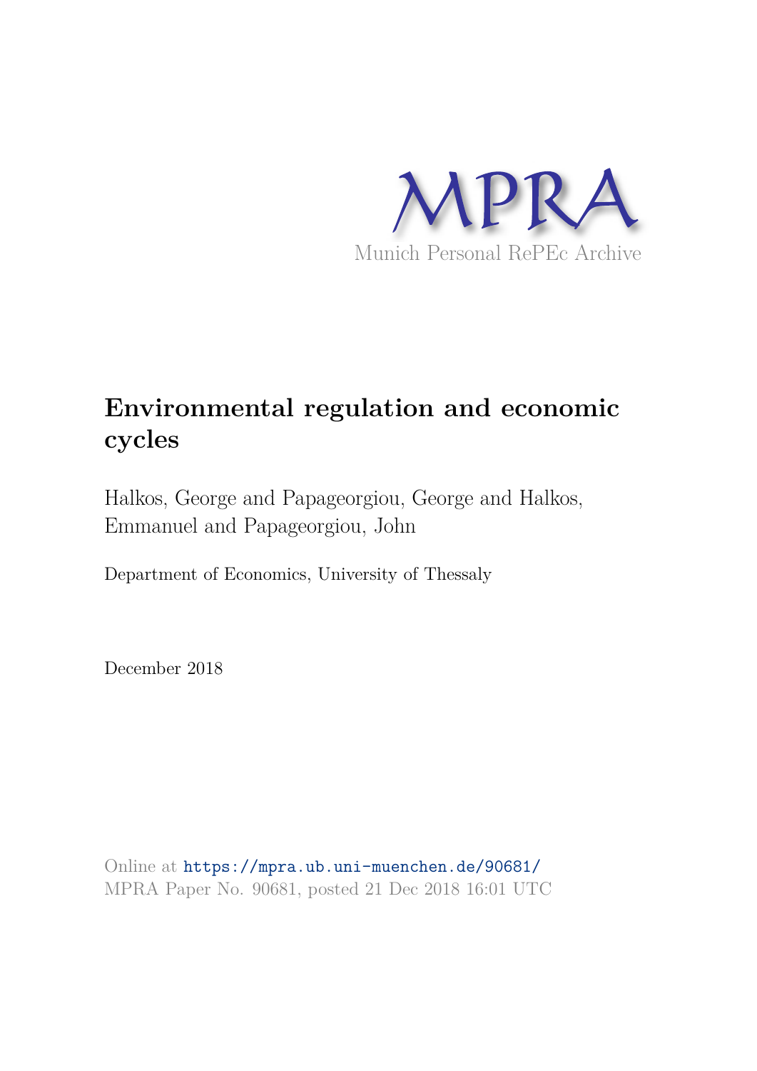MPRA

Munich Personal RePEc Archive

# Environmental regulation and economic cycles

Halkos, George and Papageorgiou, George and Halkos, Emmanuel and Papageorgiou, John

Department of Economics, University of Thessaly

December 2018

Online at https://mpra.ub.uni-muenchen.de/90681/
MPRA Paper No. 90681, posted 21 Dec 2018 16:01 UTC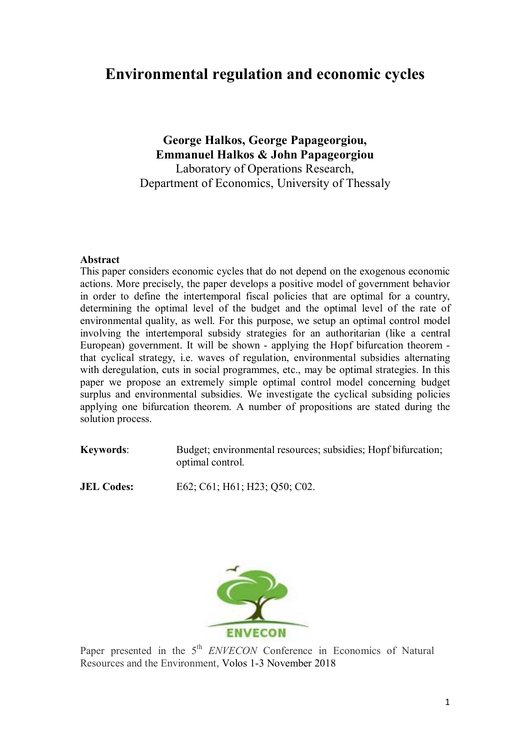# Environmental regulation and economic cycles

**George Halkos, George Papageorgiou, Emmanuel Halkos & John Papageorgiou**
Laboratory of Operations Research,
Department of Economics, University of Thessaly

**Abstract**

This paper considers economic cycles that do not depend on the exogenous economic actions. More precisely, the paper develops a positive model of government behavior in order to define the intertemporal fiscal policies that are optimal for a country, determining the optimal level of the budget and the optimal level of the rate of environmental quality, as well. For this purpose, we setup an optimal control model involving the intertemporal subsidy strategies for an authoritarian (like a central European) government. It will be shown - applying the Hopf bifurcation theorem - that cyclical strategy, i.e. waves of regulation, environmental subsidies alternating with deregulation, cuts in social programmes, etc., may be optimal strategies. In this paper we propose an extremely simple optimal control model concerning budget surplus and environmental subsidies. We investigate the cyclical subsiding policies applying one bifurcation theorem. A number of propositions are stated during the solution process.

**Keywords**: Budget; environmental resources; subsidies; Hopf bifurcation; optimal control.

**JEL Codes:** E62; C61; H61; H23; Q50; C02.

ENVECON

Paper presented in the 5th *ENVECON* Conference in Economics of Natural Resources and the Environment, Volos 1-3 November 2018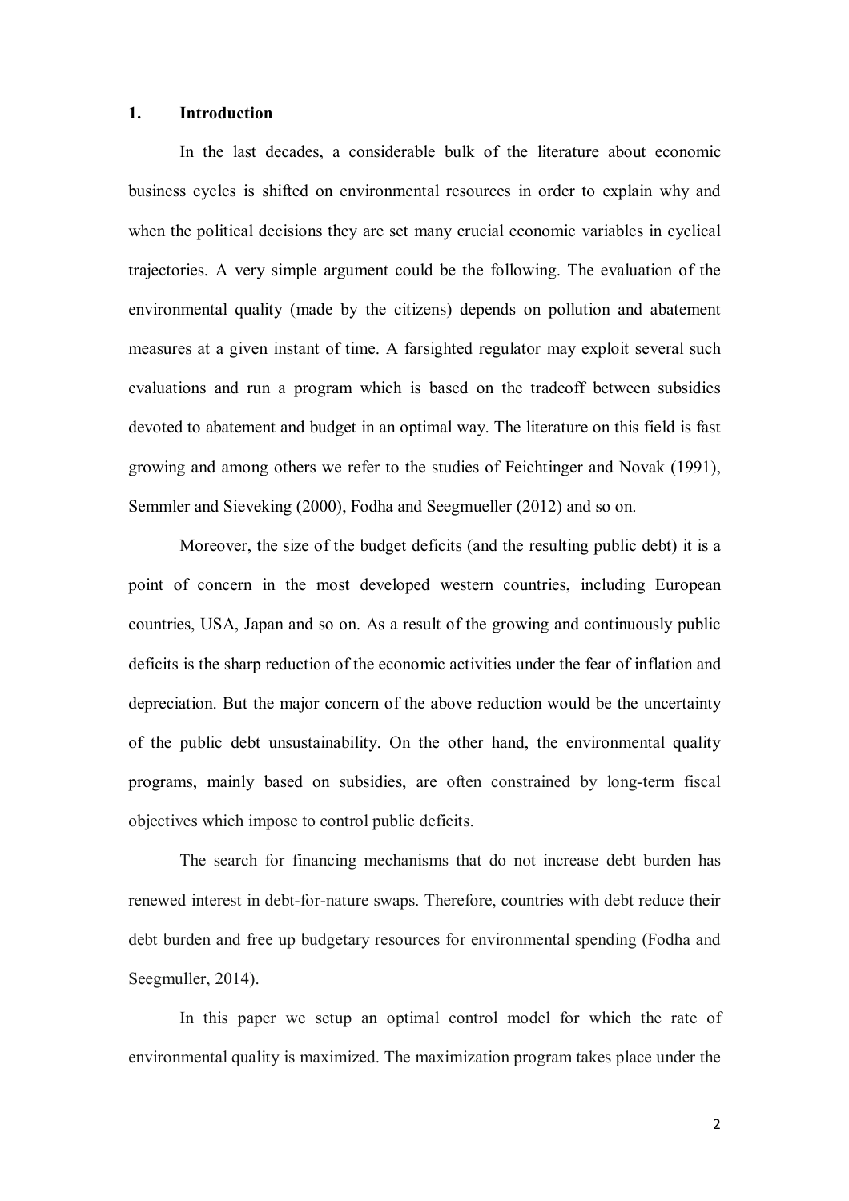## 1. Introduction

In the last decades, a considerable bulk of the literature about economic business cycles is shifted on environmental resources in order to explain why and when the political decisions they are set many crucial economic variables in cyclical trajectories. A very simple argument could be the following. The evaluation of the environmental quality (made by the citizens) depends on pollution and abatement measures at a given instant of time. A farsighted regulator may exploit several such evaluations and run a program which is based on the tradeoff between subsidies devoted to abatement and budget in an optimal way. The literature on this field is fast growing and among others we refer to the studies of Feichtinger and Novak (1991), Semmler and Sieveking (2000), Fodha and Seegmueller (2012) and so on.

Moreover, the size of the budget deficits (and the resulting public debt) it is a point of concern in the most developed western countries, including European countries, USA, Japan and so on. As a result of the growing and continuously public deficits is the sharp reduction of the economic activities under the fear of inflation and depreciation. But the major concern of the above reduction would be the uncertainty of the public debt unsustainability. On the other hand, the environmental quality programs, mainly based on subsidies, are often constrained by long-term fiscal objectives which impose to control public deficits.

The search for financing mechanisms that do not increase debt burden has renewed interest in debt-for-nature swaps. Therefore, countries with debt reduce their debt burden and free up budgetary resources for environmental spending (Fodha and Seegmuller, 2014).

In this paper we setup an optimal control model for which the rate of environmental quality is maximized. The maximization program takes place under the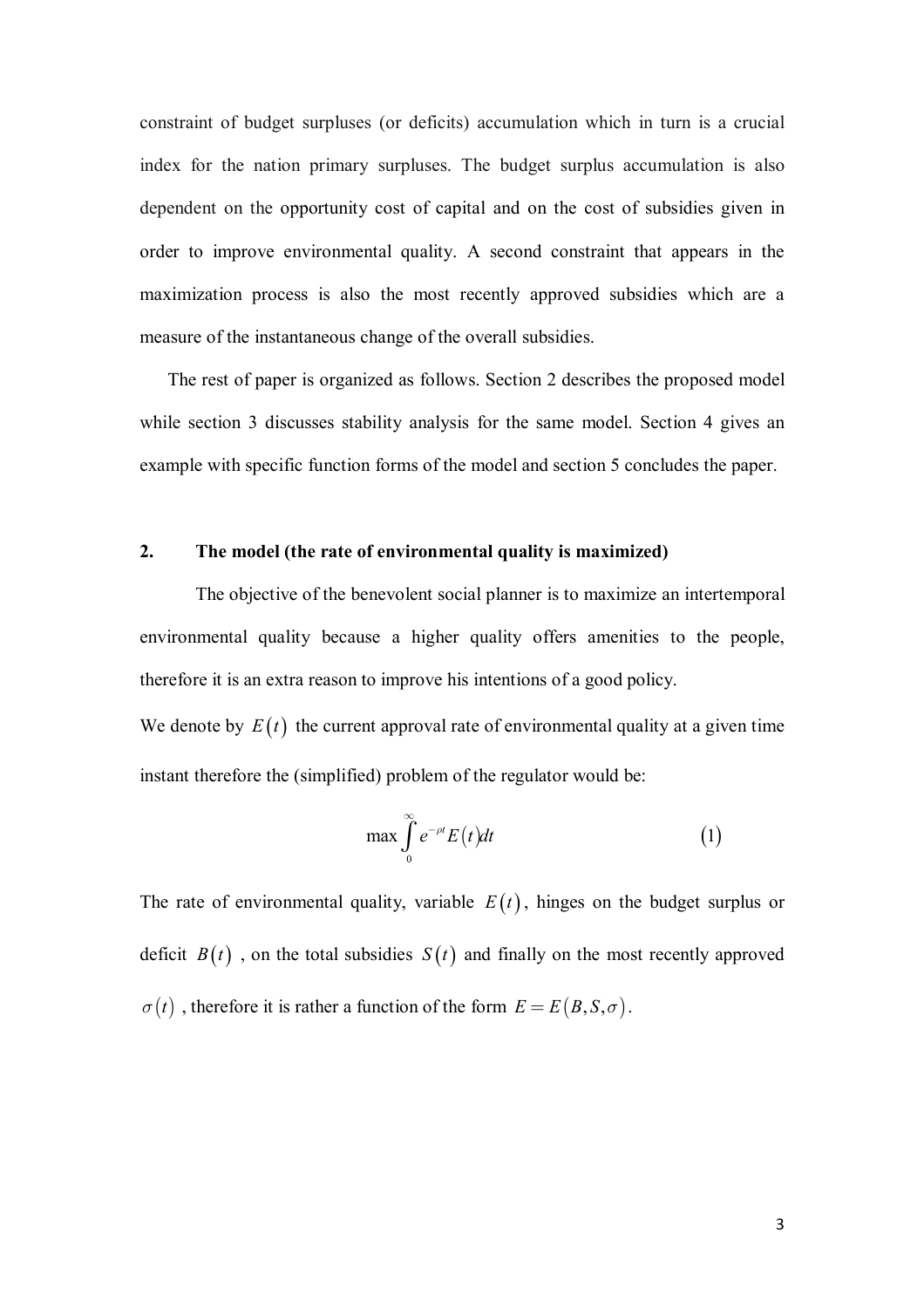constraint of budget surpluses (or deficits) accumulation which in turn is a crucial index for the nation primary surpluses. The budget surplus accumulation is also dependent on the opportunity cost of capital and on the cost of subsidies given in order to improve environmental quality. A second constraint that appears in the maximization process is also the most recently approved subsidies which are a measure of the instantaneous change of the overall subsidies.

The rest of paper is organized as follows. Section 2 describes the proposed model while section 3 discusses stability analysis for the same model. Section 4 gives an example with specific function forms of the model and section 5 concludes the paper.

## 2. The model (the rate of environmental quality is maximized)

The objective of the benevolent social planner is to maximize an intertemporal environmental quality because a higher quality offers amenities to the people, therefore it is an extra reason to improve his intentions of a good policy.

We denote by $E(t)$ the current approval rate of environmental quality at a given time instant therefore the (simplified) problem of the regulator would be:

$$\max \int_0^{\infty} e^{-\rho t} E(t) dt \tag{1}$$

The rate of environmental quality, variable $E(t)$, hinges on the budget surplus or deficit $B(t)$, on the total subsidies $S(t)$ and finally on the most recently approved $\sigma(t)$, therefore it is rather a function of the form $E = E(B, S, \sigma)$.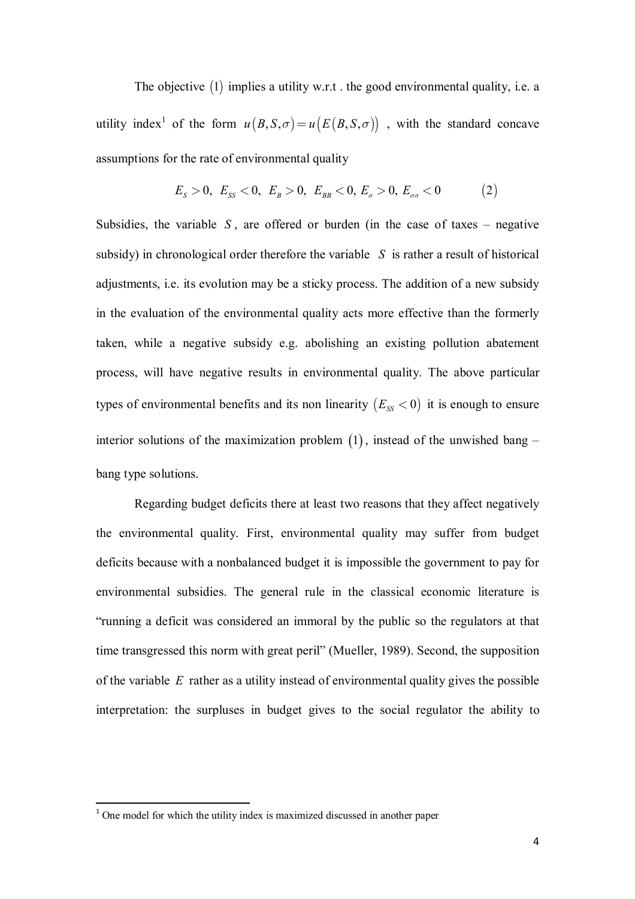The objective $(1)$ implies a utility w.r.t . the good environmental quality, i.e. a utility index[1] of the form $u(B,S,\sigma)=u(E(B,S,\sigma))$ , with the standard concave assumptions for the rate of environmental quality

$$E_S > 0,\ E_{SS} < 0,\ E_B > 0,\ E_{BB} < 0,\ E_\sigma > 0,\ E_{\sigma\sigma} < 0 \qquad (2)$$

Subsidies, the variable $S$, are offered or burden (in the case of taxes – negative subsidy) in chronological order therefore the variable $S$ is rather a result of historical adjustments, i.e. its evolution may be a sticky process. The addition of a new subsidy in the evaluation of the environmental quality acts more effective than the formerly taken, while a negative subsidy e.g. abolishing an existing pollution abatement process, will have negative results in environmental quality. The above particular types of environmental benefits and its non linearity $(E_{SS} < 0)$ it is enough to ensure interior solutions of the maximization problem $(1)$, instead of the unwished bang – bang type solutions.

Regarding budget deficits there at least two reasons that they affect negatively the environmental quality. First, environmental quality may suffer from budget deficits because with a nonbalanced budget it is impossible the government to pay for environmental subsidies. The general rule in the classical economic literature is "running a deficit was considered an immoral by the public so the regulators at that time transgressed this norm with great peril" (Mueller, 1989). Second, the supposition of the variable $E$ rather as a utility instead of environmental quality gives the possible interpretation: the surpluses in budget gives to the social regulator the ability to

[1] One model for which the utility index is maximized discussed in another paper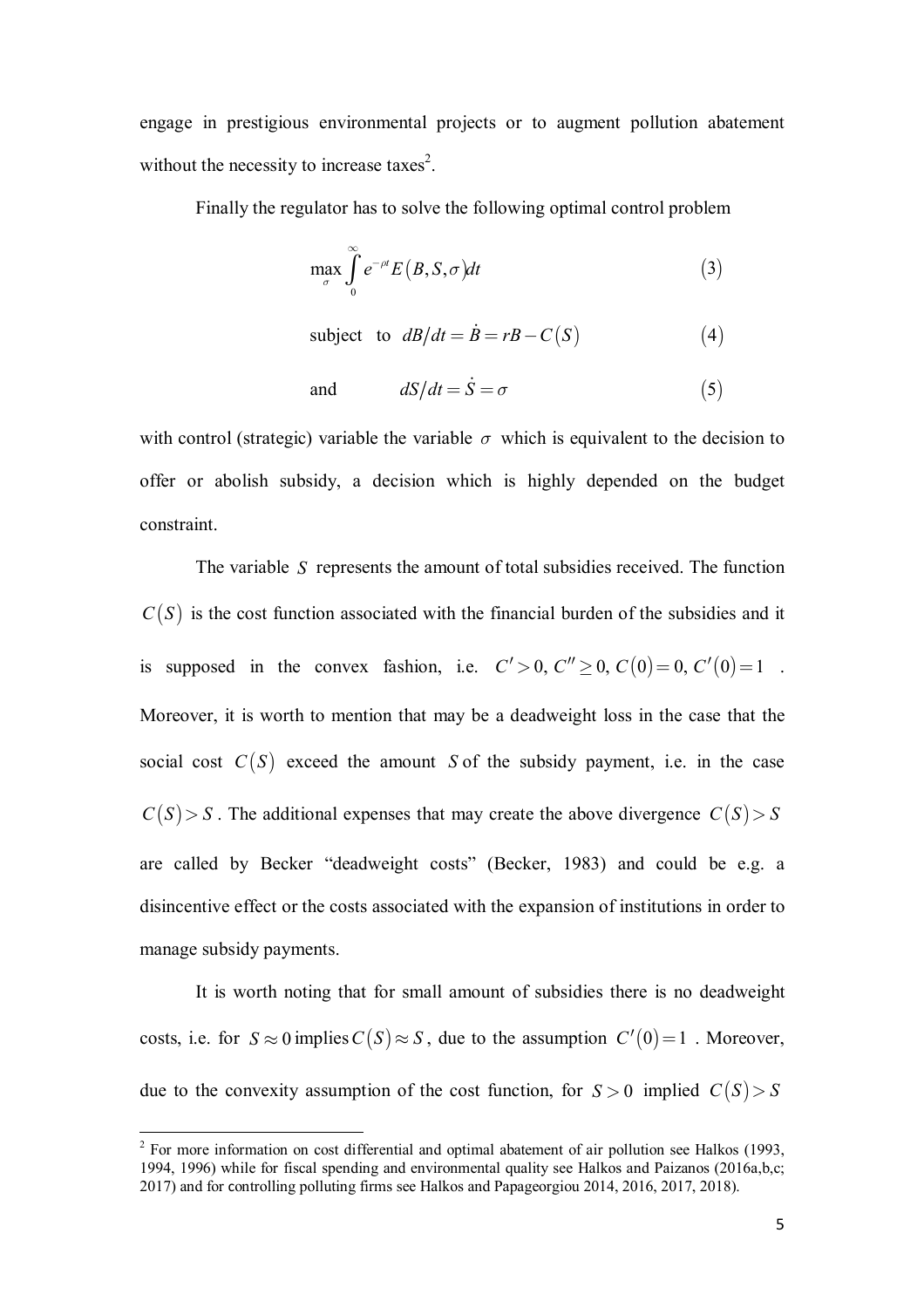engage in prestigious environmental projects or to augment pollution abatement without the necessity to increase taxes[2].

Finally the regulator has to solve the following optimal control problem

$$\max_{\sigma} \int_{0}^{\infty} e^{-\rho t} E(B,S,\sigma) dt \tag{3}$$

$$\text{subject to} \quad dB/dt = \dot{B} = rB - C(S) \tag{4}$$

$$\text{and} \qquad dS/dt = \dot{S} = \sigma \tag{5}$$

with control (strategic) variable the variable $\sigma$ which is equivalent to the decision to offer or abolish subsidy, a decision which is highly depended on the budget constraint.

The variable $S$ represents the amount of total subsidies received. The function $C(S)$ is the cost function associated with the financial burden of the subsidies and it is supposed in the convex fashion, i.e. $C' > 0,\ C'' \geq 0,\ C(0) = 0,\ C'(0) = 1$ . Moreover, it is worth to mention that may be a deadweight loss in the case that the social cost $C(S)$ exceed the amount $S$ of the subsidy payment, i.e. in the case $C(S) > S$. The additional expenses that may create the above divergence $C(S) > S$ are called by Becker "deadweight costs" (Becker, 1983) and could be e.g. a disincentive effect or the costs associated with the expansion of institutions in order to manage subsidy payments.

It is worth noting that for small amount of subsidies there is no deadweight costs, i.e. for $S \approx 0$ implies $C(S) \approx S$, due to the assumption $C'(0) = 1$ . Moreover, due to the convexity assumption of the cost function, for $S > 0$ implied $C(S) > S$

---

[2] For more information on cost differential and optimal abatement of air pollution see Halkos (1993, 1994, 1996) while for fiscal spending and environmental quality see Halkos and Paizanos (2016a,b,c; 2017) and for controlling polluting firms see Halkos and Papageorgiou 2014, 2016, 2017, 2018).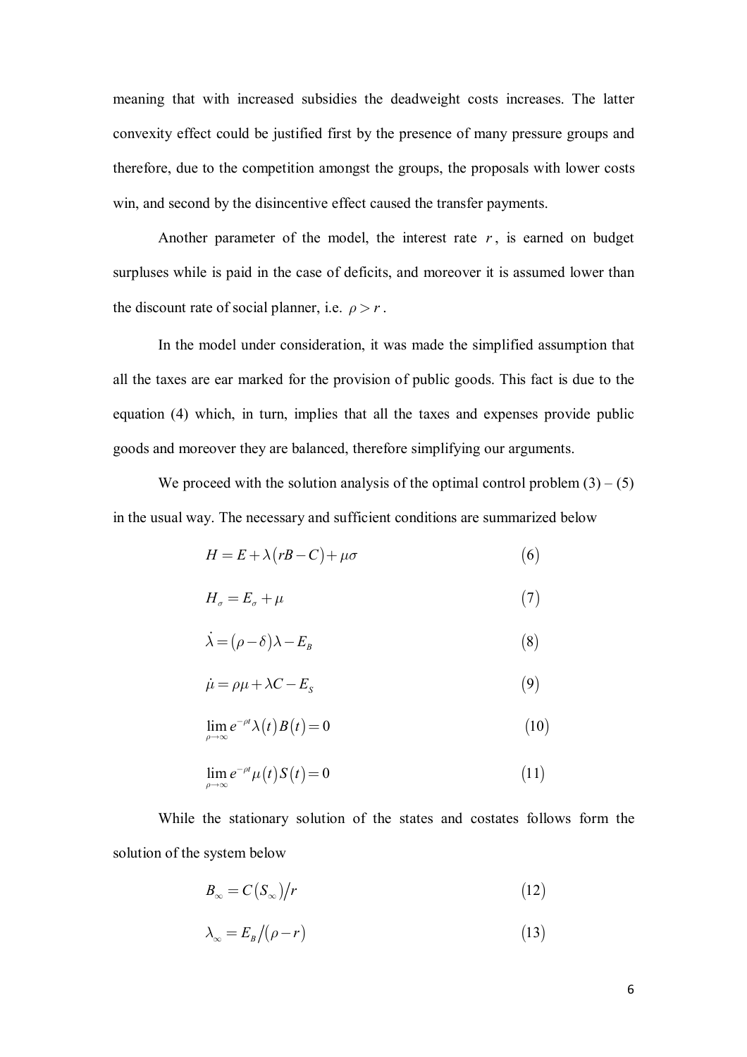meaning that with increased subsidies the deadweight costs increases. The latter convexity effect could be justified first by the presence of many pressure groups and therefore, due to the competition amongst the groups, the proposals with lower costs win, and second by the disincentive effect caused the transfer payments.

Another parameter of the model, the interest rate $r$, is earned on budget surpluses while is paid in the case of deficits, and moreover it is assumed lower than the discount rate of social planner, i.e. $\rho > r$.

In the model under consideration, it was made the simplified assumption that all the taxes are ear marked for the provision of public goods. This fact is due to the equation (4) which, in turn, implies that all the taxes and expenses provide public goods and moreover they are balanced, therefore simplifying our arguments.

We proceed with the solution analysis of the optimal control problem (3) – (5) in the usual way. The necessary and sufficient conditions are summarized below

$$H = E + \lambda\left(rB - C\right) + \mu\sigma \tag{6}$$

$$H_{\sigma} = E_{\sigma} + \mu \tag{7}$$

$$\dot{\lambda} = \left(\rho - \delta\right)\lambda - E_B \tag{8}$$

$$\dot{\mu} = \rho\mu + \lambda C - E_S \tag{9}$$

$$\lim_{\rho \to \infty} e^{-\rho t}\lambda\left(t\right)B\left(t\right) = 0 \tag{10}$$

$$\lim_{\rho \to \infty} e^{-\rho t}\mu\left(t\right)S\left(t\right) = 0 \tag{11}$$

While the stationary solution of the states and costates follows form the solution of the system below

$$B_{\infty} = C\left(S_{\infty}\right)/r \tag{12}$$

$$\lambda_{\infty} = E_B/\left(\rho - r\right) \tag{13}$$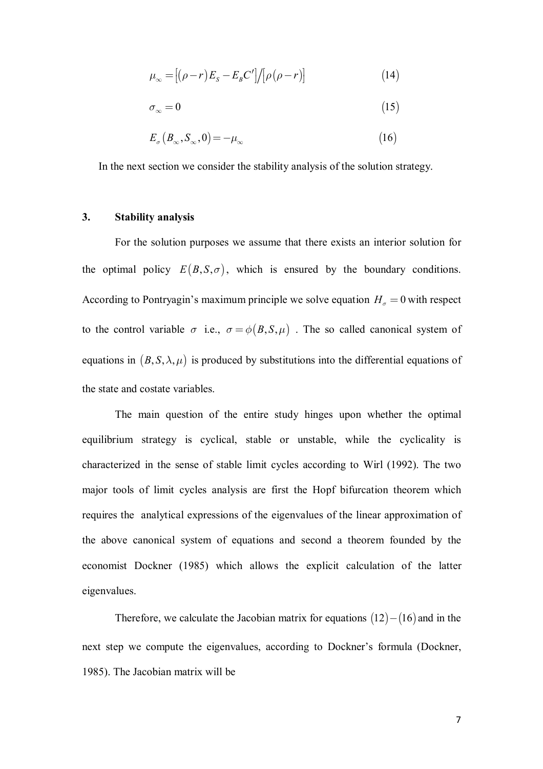$$\mu_{\infty} = \left[(\rho - r)E_S - E_B C'\right] / \left[\rho(\rho - r)\right] \tag{14}$$

$$\sigma_{\infty} = 0 \tag{15}$$

$$E_{\sigma}\left(B_{\infty}, S_{\infty}, 0\right) = -\mu_{\infty} \tag{16}$$

In the next section we consider the stability analysis of the solution strategy.

## 3. Stability analysis

For the solution purposes we assume that there exists an interior solution for the optimal policy $E(B,S,\sigma)$, which is ensured by the boundary conditions. According to Pontryagin's maximum principle we solve equation $H_{\sigma} = 0$ with respect to the control variable $\sigma$ i.e., $\sigma = \phi(B,S,\mu)$. The so called canonical system of equations in $(B,S,\lambda,\mu)$ is produced by substitutions into the differential equations of the state and costate variables.

The main question of the entire study hinges upon whether the optimal equilibrium strategy is cyclical, stable or unstable, while the cyclicality is characterized in the sense of stable limit cycles according to Wirl (1992). The two major tools of limit cycles analysis are first the Hopf bifurcation theorem which requires the analytical expressions of the eigenvalues of the linear approximation of the above canonical system of equations and second a theorem founded by the economist Dockner (1985) which allows the explicit calculation of the latter eigenvalues.

Therefore, we calculate the Jacobian matrix for equations $(12)-(16)$ and in the next step we compute the eigenvalues, according to Dockner's formula (Dockner, 1985). The Jacobian matrix will be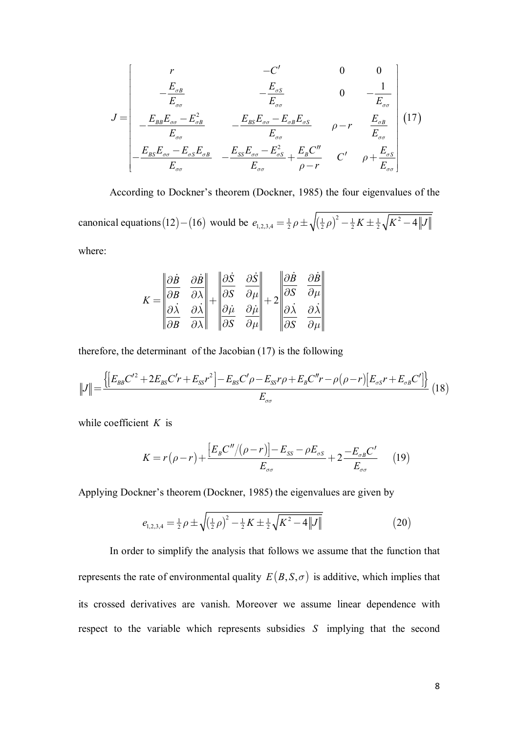$$J=\begin{bmatrix} r & -C' & 0 & 0 \\ -\dfrac{E_{\sigma B}}{E_{\sigma\sigma}} & -\dfrac{E_{\sigma S}}{E_{\sigma\sigma}} & 0 & -\dfrac{1}{E_{\sigma\sigma}} \\ -\dfrac{E_{BB}E_{\sigma\sigma}-E_{\sigma B}^{2}}{E_{\sigma\sigma}} & -\dfrac{E_{BS}E_{\sigma\sigma}-E_{\sigma B}E_{\sigma S}}{E_{\sigma\sigma}} & \rho-r & \dfrac{E_{\sigma B}}{E_{\sigma\sigma}} \\ -\dfrac{E_{BS}E_{\sigma\sigma}-E_{\sigma S}E_{\sigma B}}{E_{\sigma\sigma}} & -\dfrac{E_{SS}E_{\sigma\sigma}-E_{\sigma S}^{2}}{E_{\sigma\sigma}}+\dfrac{E_{B}C''}{\rho-r} & C' & \rho+\dfrac{E_{\sigma S}}{E_{\sigma\sigma}} \end{bmatrix} \quad (17)$$

According to Dockner's theorem (Dockner, 1985) the four eigenvalues of the canonical equations $(12)-(16)$ would be $e_{1,2,3,4}=\frac{1}{2}\rho\pm\sqrt{\left(\frac{1}{2}\rho\right)^{2}-\frac{1}{2}K\pm\frac{1}{2}\sqrt{K^{2}-4\|J\|}}$

where:

$$K=\begin{Vmatrix} \dfrac{\partial \dot{B}}{\partial B} & \dfrac{\partial \dot{B}}{\partial \lambda} \\ \dfrac{\partial \dot{\lambda}}{\partial B} & \dfrac{\partial \dot{\lambda}}{\partial \lambda} \end{Vmatrix}+\begin{Vmatrix} \dfrac{\partial \dot{S}}{\partial S} & \dfrac{\partial \dot{S}}{\partial \mu} \\ \dfrac{\partial \dot{\mu}}{\partial S} & \dfrac{\partial \dot{\mu}}{\partial \mu} \end{Vmatrix}+2\begin{Vmatrix} \dfrac{\partial \dot{B}}{\partial S} & \dfrac{\partial \dot{B}}{\partial \mu} \\ \dfrac{\partial \dot{\lambda}}{\partial S} & \dfrac{\partial \dot{\lambda}}{\partial \mu} \end{Vmatrix}$$

therefore, the determinant of the Jacobian (17) is the following

$$\|J\|=\frac{\left\{\left[E_{BB}C'^{2}+2E_{BS}C'r+E_{SS}r^{2}\right]-E_{BS}C'\rho-E_{SS}r\rho+E_{B}C''r-\rho(\rho-r)\left[E_{\sigma S}r+E_{\sigma B}C'\right]\right\}}{E_{\sigma\sigma}} \quad (18)$$

while coefficient $K$ is

$$K=r(\rho-r)+\frac{\left[E_{B}C''/(\rho-r)\right]-E_{SS}-\rho E_{\sigma S}}{E_{\sigma\sigma}}+2\frac{-E_{\sigma B}C'}{E_{\sigma\sigma}} \quad (19)$$

Applying Dockner's theorem (Dockner, 1985) the eigenvalues are given by

$$e_{1,2,3,4}=\frac{1}{2}\rho\pm\sqrt{\left(\frac{1}{2}\rho\right)^{2}-\frac{1}{2}K\pm\frac{1}{2}\sqrt{K^{2}-4\|J\|}} \quad (20)$$

In order to simplify the analysis that follows we assume that the function that represents the rate of environmental quality $E(B,S,\sigma)$ is additive, which implies that its crossed derivatives are vanish. Moreover we assume linear dependence with respect to the variable which represents subsidies $S$ implying that the second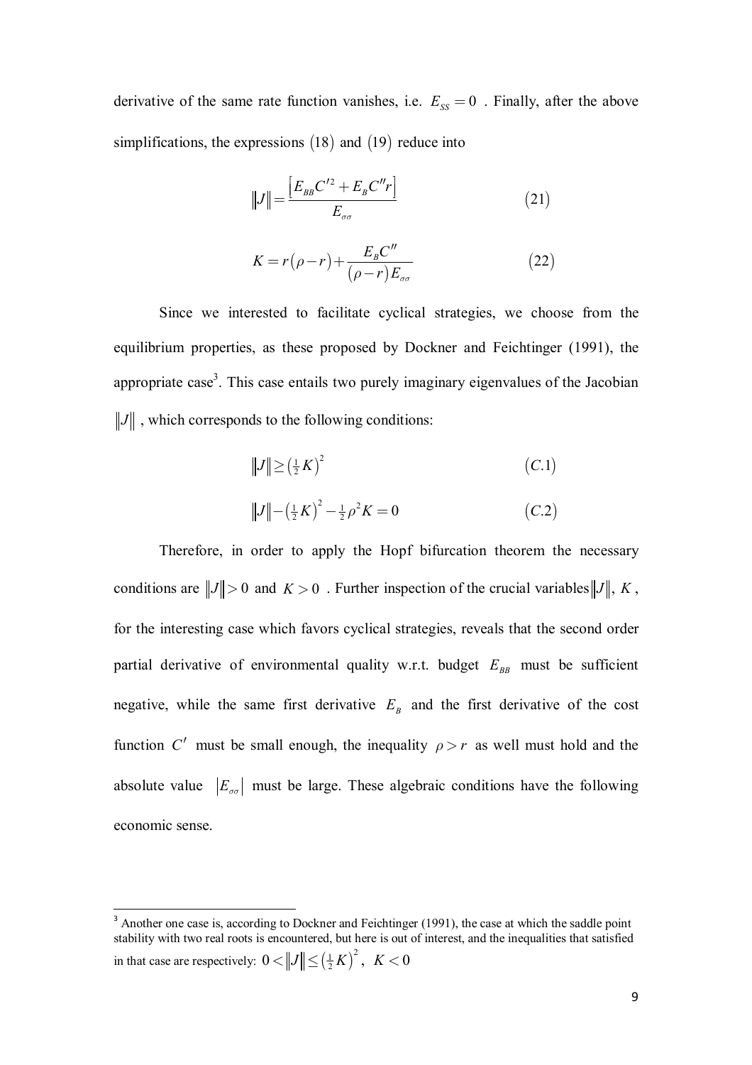derivative of the same rate function vanishes, i.e. $E_{SS} = 0$ . Finally, after the above simplifications, the expressions $(18)$ and $(19)$ reduce into

$$\|J\| = \frac{\left[E_{BB}C'^2 + E_B C'' r\right]}{E_{\sigma\sigma}} \qquad (21)$$

$$K = r(\rho - r) + \frac{E_B C''}{(\rho - r)E_{\sigma\sigma}} \qquad (22)$$

Since we interested to facilitate cyclical strategies, we choose from the equilibrium properties, as these proposed by Dockner and Feichtinger (1991), the appropriate case[3]. This case entails two purely imaginary eigenvalues of the Jacobian $\|J\|$ , which corresponds to the following conditions:

$$\|J\| \geq \left(\tfrac{1}{2}K\right)^2 \qquad (C.1)$$

$$\|J\| - \left(\tfrac{1}{2}K\right)^2 - \tfrac{1}{2}\rho^2 K = 0 \qquad (C.2)$$

Therefore, in order to apply the Hopf bifurcation theorem the necessary conditions are $\|J\| > 0$ and $K > 0$ . Further inspection of the crucial variables $\|J\|$, $K$, for the interesting case which favors cyclical strategies, reveals that the second order partial derivative of environmental quality w.r.t. budget $E_{BB}$ must be sufficient negative, while the same first derivative $E_B$ and the first derivative of the cost function $C'$ must be small enough, the inequality $\rho > r$ as well must hold and the absolute value $|E_{\sigma\sigma}|$ must be large. These algebraic conditions have the following economic sense.

---

[3] Another one case is, according to Dockner and Feichtinger (1991), the case at which the saddle point stability with two real roots is encountered, but here is out of interest, and the inequalities that satisfied in that case are respectively: $0 < \|J\| \leq \left(\tfrac{1}{2}K\right)^2, \ K < 0$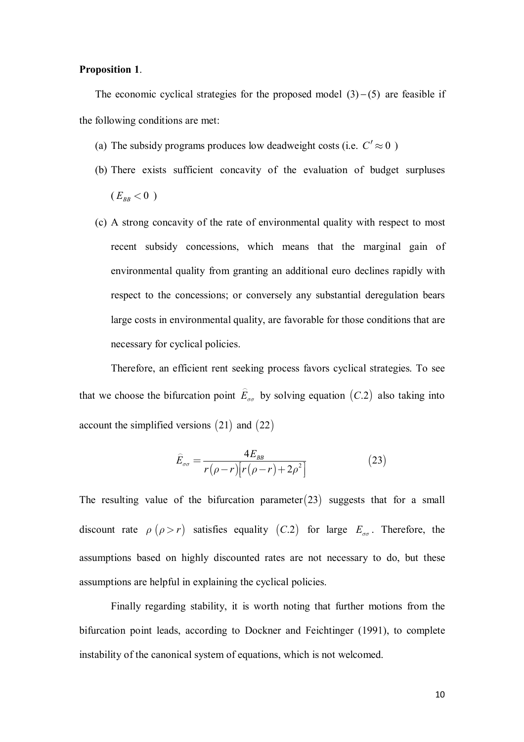**Proposition 1**.

The economic cyclical strategies for the proposed model $(3)-(5)$ are feasible if the following conditions are met:

(a) The subsidy programs produces low deadweight costs (i.e. $C' \approx 0$ )

(b) There exists sufficient concavity of the evaluation of budget surpluses ($E_{BB} < 0$ )

(c) A strong concavity of the rate of environmental quality with respect to most recent subsidy concessions, which means that the marginal gain of environmental quality from granting an additional euro declines rapidly with respect to the concessions; or conversely any substantial deregulation bears large costs in environmental quality, are favorable for those conditions that are necessary for cyclical policies.

Therefore, an efficient rent seeking process favors cyclical strategies. To see that we choose the bifurcation point $\widehat{E}_{\sigma\sigma}$ by solving equation $(C.2)$ also taking into account the simplified versions $(21)$ and $(22)$

$$\widehat{E}_{\sigma\sigma} = \frac{4E_{BB}}{r(\rho - r)\left[r(\rho - r) + 2\rho^2\right]} \tag{23}$$

The resulting value of the bifurcation parameter$(23)$ suggests that for a small discount rate $\rho\ (\rho > r)$ satisfies equality $(C.2)$ for large $E_{\sigma\sigma}$. Therefore, the assumptions based on highly discounted rates are not necessary to do, but these assumptions are helpful in explaining the cyclical policies.

Finally regarding stability, it is worth noting that further motions from the bifurcation point leads, according to Dockner and Feichtinger (1991), to complete instability of the canonical system of equations, which is not welcomed.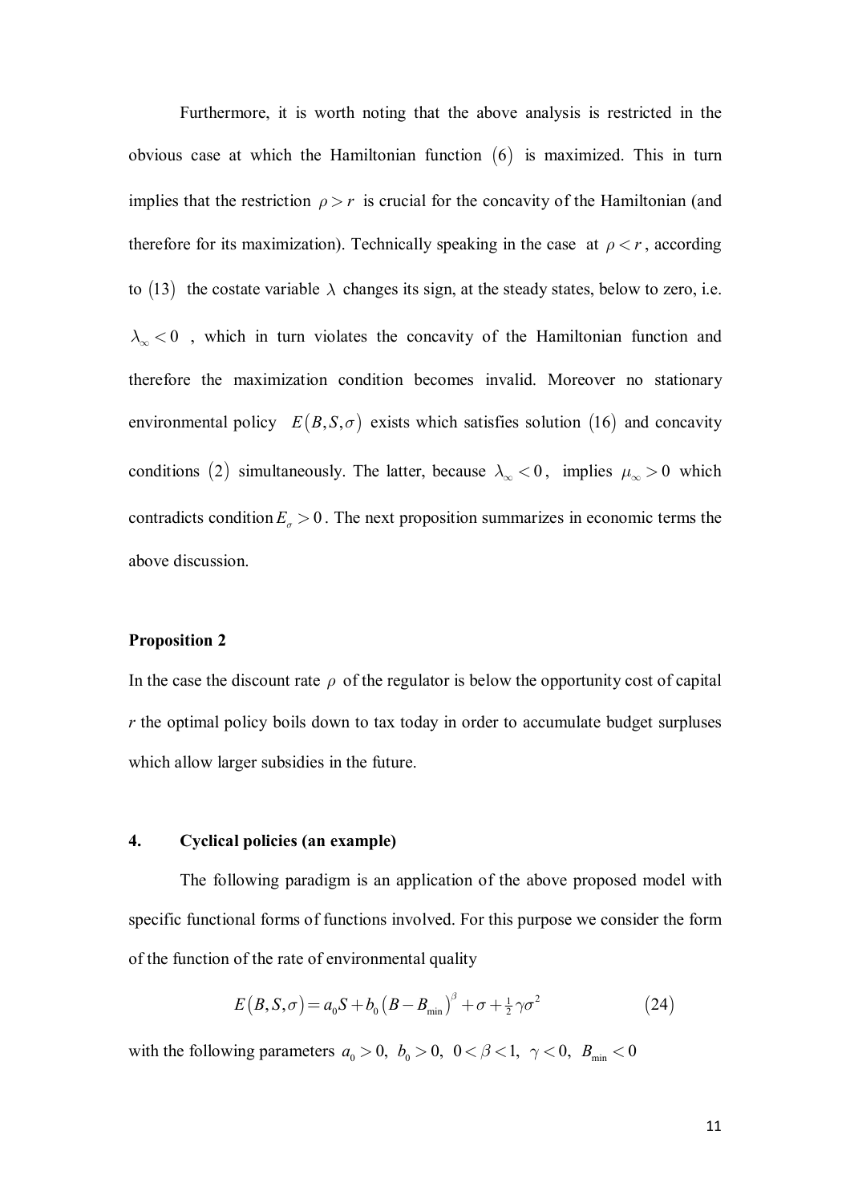Furthermore, it is worth noting that the above analysis is restricted in the obvious case at which the Hamiltonian function $(6)$ is maximized. This in turn implies that the restriction $\rho > r$ is crucial for the concavity of the Hamiltonian (and therefore for its maximization). Technically speaking in the case at $\rho < r$, according to $(13)$ the costate variable $\lambda$ changes its sign, at the steady states, below to zero, i.e. $\lambda_\infty < 0$ , which in turn violates the concavity of the Hamiltonian function and therefore the maximization condition becomes invalid. Moreover no stationary environmental policy $E(B,S,\sigma)$ exists which satisfies solution $(16)$ and concavity conditions $(2)$ simultaneously. The latter, because $\lambda_\infty < 0$, implies $\mu_\infty > 0$ which contradicts condition $E_\sigma > 0$. The next proposition summarizes in economic terms the above discussion.

**Proposition 2**

In the case the discount rate $\rho$ of the regulator is below the opportunity cost of capital $r$ the optimal policy boils down to tax today in order to accumulate budget surpluses which allow larger subsidies in the future.

## 4. Cyclical policies (an example)

The following paradigm is an application of the above proposed model with specific functional forms of functions involved. For this purpose we consider the form of the function of the rate of environmental quality

$$E(B,S,\sigma) = a_0 S + b_0 (B - B_{\min})^\beta + \sigma + \tfrac{1}{2}\gamma\sigma^2 \tag{24}$$

with the following parameters $a_0 > 0,\ b_0 > 0,\ 0 < \beta < 1,\ \gamma < 0,\ B_{\min} < 0$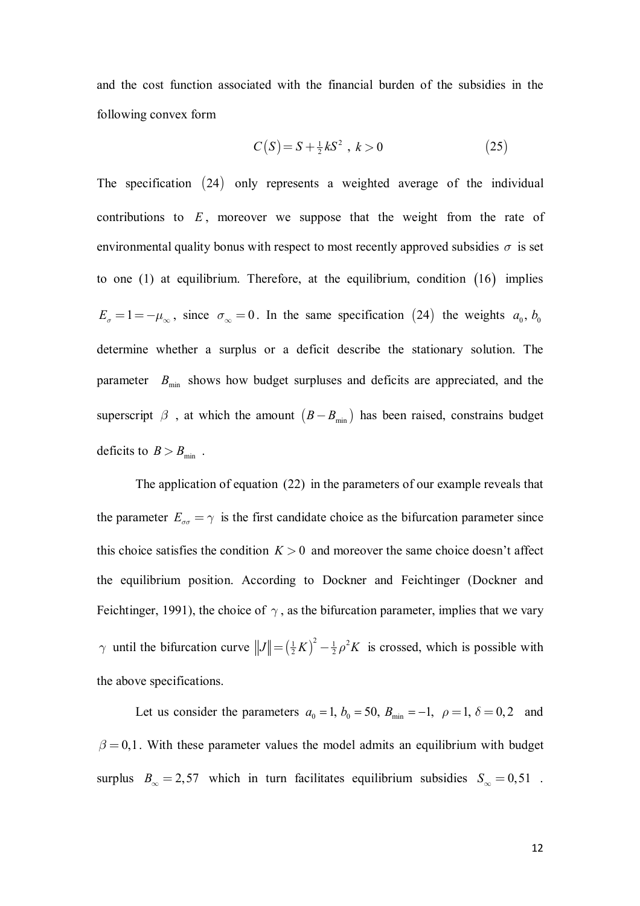and the cost function associated with the financial burden of the subsidies in the following convex form

$$C(S) = S + \tfrac{1}{2}kS^2 \ , \ k > 0 \tag{25}$$

The specification $(24)$ only represents a weighted average of the individual contributions to $E$, moreover we suppose that the weight from the rate of environmental quality bonus with respect to most recently approved subsidies $\sigma$ is set to one (1) at equilibrium. Therefore, at the equilibrium, condition $(16)$ implies $E_\sigma = 1 = -\mu_\infty$, since $\sigma_\infty = 0$. In the same specification $(24)$ the weights $a_0, b_0$ determine whether a surplus or a deficit describe the stationary solution. The parameter $B_{\min}$ shows how budget surpluses and deficits are appreciated, and the superscript $\beta$ , at which the amount $(B - B_{\min})$ has been raised, constrains budget deficits to $B > B_{\min}$ .

The application of equation (22) in the parameters of our example reveals that the parameter $E_{\sigma\sigma} = \gamma$ is the first candidate choice as the bifurcation parameter since this choice satisfies the condition $K > 0$ and moreover the same choice doesn't affect the equilibrium position. According to Dockner and Feichtinger (Dockner and Feichtinger, 1991), the choice of $\gamma$, as the bifurcation parameter, implies that we vary $\gamma$ until the bifurcation curve $\|J\| = \left(\tfrac{1}{2}K\right)^2 - \tfrac{1}{2}\rho^2 K$ is crossed, which is possible with the above specifications.

Let us consider the parameters $a_0 = 1,\ b_0 = 50,\ B_{\min} = -1,\ \ \rho = 1,\ \delta = 0{,}2$ and $\beta = 0{,}1$. With these parameter values the model admits an equilibrium with budget surplus $B_\infty = 2{,}57$ which in turn facilitates equilibrium subsidies $S_\infty = 0{,}51$ .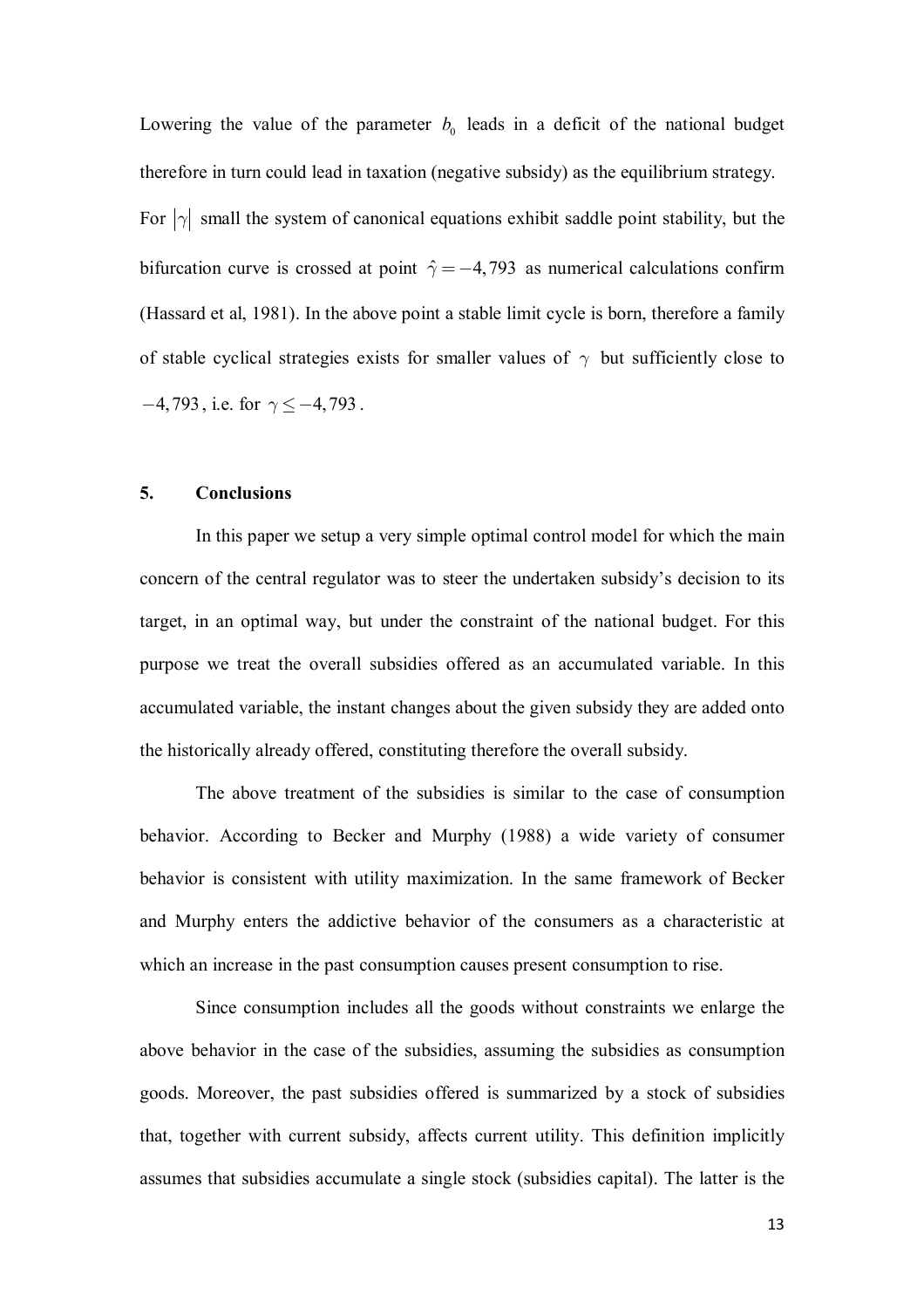Lowering the value of the parameter $b_0$ leads in a deficit of the national budget therefore in turn could lead in taxation (negative subsidy) as the equilibrium strategy. For $|\gamma|$ small the system of canonical equations exhibit saddle point stability, but the bifurcation curve is crossed at point $\hat{\gamma} = -4,793$ as numerical calculations confirm (Hassard et al, 1981). In the above point a stable limit cycle is born, therefore a family of stable cyclical strategies exists for smaller values of $\gamma$ but sufficiently close to $-4,793$, i.e. for $\gamma \leq -4,793$.

## 5. Conclusions

In this paper we setup a very simple optimal control model for which the main concern of the central regulator was to steer the undertaken subsidy's decision to its target, in an optimal way, but under the constraint of the national budget. For this purpose we treat the overall subsidies offered as an accumulated variable. In this accumulated variable, the instant changes about the given subsidy they are added onto the historically already offered, constituting therefore the overall subsidy.

The above treatment of the subsidies is similar to the case of consumption behavior. According to Becker and Murphy (1988) a wide variety of consumer behavior is consistent with utility maximization. In the same framework of Becker and Murphy enters the addictive behavior of the consumers as a characteristic at which an increase in the past consumption causes present consumption to rise.

Since consumption includes all the goods without constraints we enlarge the above behavior in the case of the subsidies, assuming the subsidies as consumption goods. Moreover, the past subsidies offered is summarized by a stock of subsidies that, together with current subsidy, affects current utility. This definition implicitly assumes that subsidies accumulate a single stock (subsidies capital). The latter is the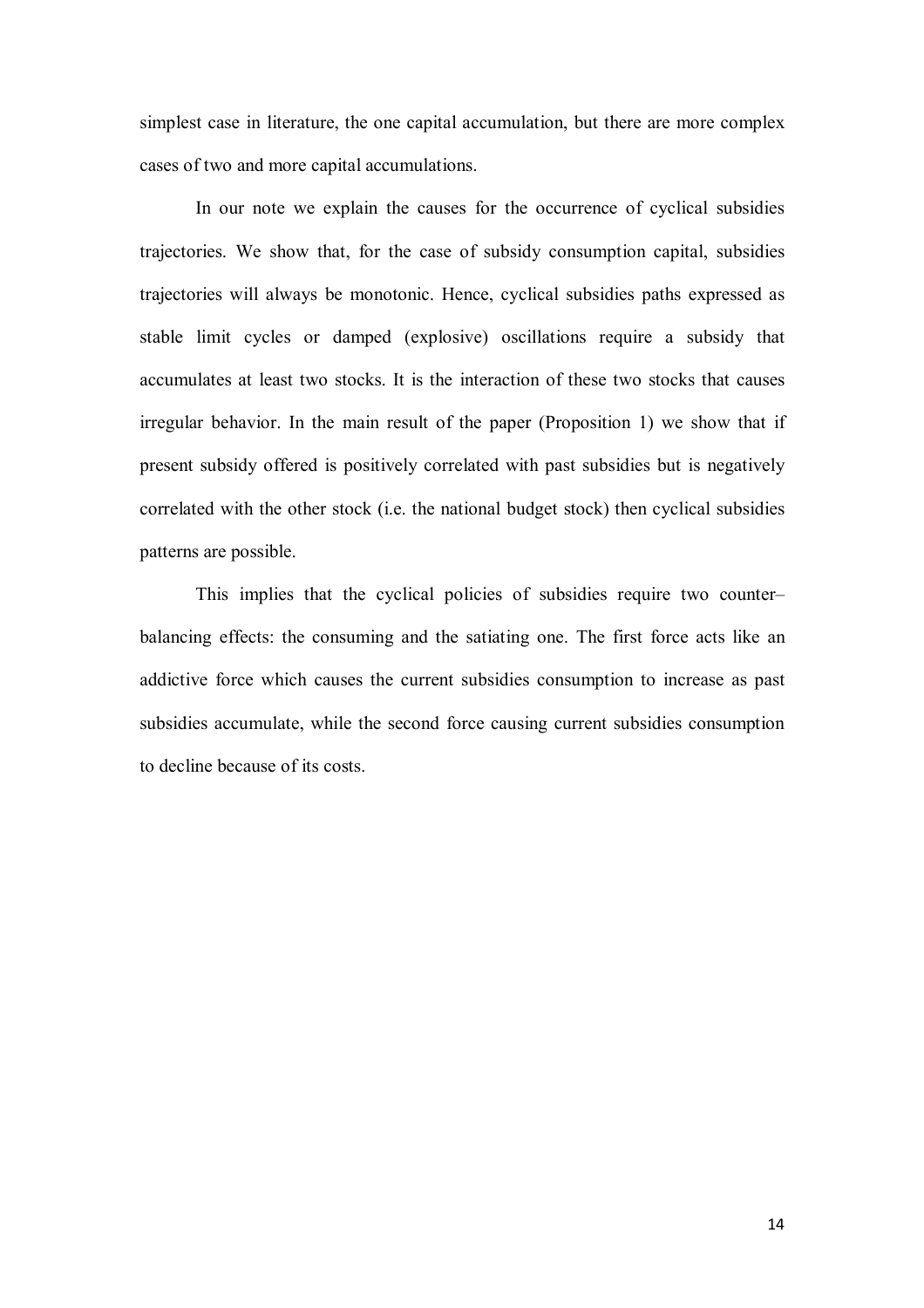simplest case in literature, the one capital accumulation, but there are more complex cases of two and more capital accumulations.

In our note we explain the causes for the occurrence of cyclical subsidies trajectories. We show that, for the case of subsidy consumption capital, subsidies trajectories will always be monotonic. Hence, cyclical subsidies paths expressed as stable limit cycles or damped (explosive) oscillations require a subsidy that accumulates at least two stocks. It is the interaction of these two stocks that causes irregular behavior. In the main result of the paper (Proposition 1) we show that if present subsidy offered is positively correlated with past subsidies but is negatively correlated with the other stock (i.e. the national budget stock) then cyclical subsidies patterns are possible.

This implies that the cyclical policies of subsidies require two counter–balancing effects: the consuming and the satiating one. The first force acts like an addictive force which causes the current subsidies consumption to increase as past subsidies accumulate, while the second force causing current subsidies consumption to decline because of its costs.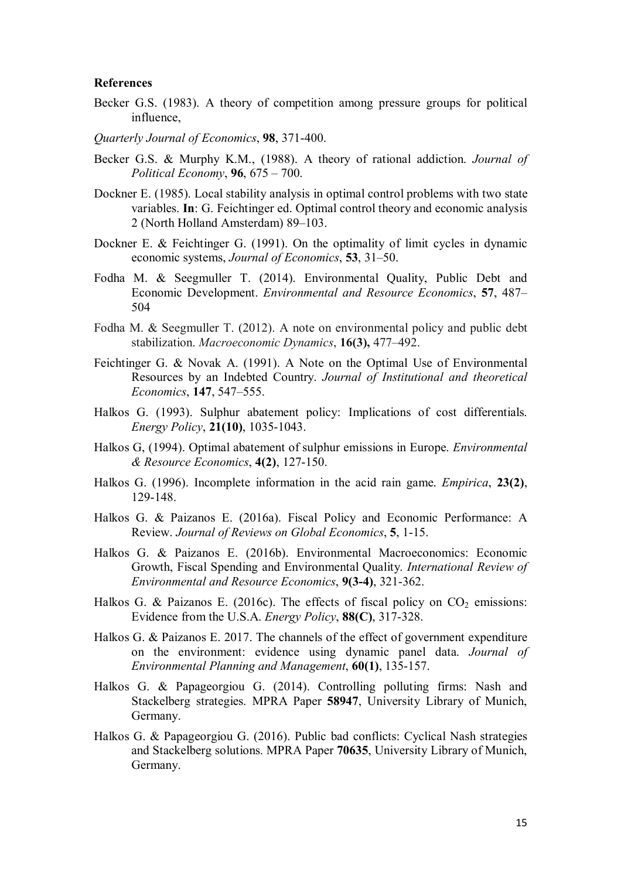**References**

Becker G.S. (1983). A theory of competition among pressure groups for political influence,

*Quarterly Journal of Economics*, **98**, 371-400.

Becker G.S. & Murphy K.M., (1988). A theory of rational addiction. *Journal of Political Economy*, **96**, 675 – 700.

Dockner E. (1985). Local stability analysis in optimal control problems with two state variables. **In**: G. Feichtinger ed. Optimal control theory and economic analysis 2 (North Holland Amsterdam) 89–103.

Dockner E. & Feichtinger G. (1991). On the optimality of limit cycles in dynamic economic systems, *Journal of Economics*, **53**, 31–50.

Fodha M. & Seegmuller T. (2014). Environmental Quality, Public Debt and Economic Development. *Environmental and Resource Economics*, **57**, 487–504

Fodha M. & Seegmuller T. (2012). A note on environmental policy and public debt stabilization. *Macroeconomic Dynamics*, **16(3),** 477–492.

Feichtinger G. & Novak A. (1991). A Note on the Optimal Use of Environmental Resources by an Indebted Country. *Journal of Institutional and theoretical Economics*, **147**, 547–555.

Halkos G. (1993). Sulphur abatement policy: Implications of cost differentials. *Energy Policy*, **21(10)**, 1035-1043.

Halkos G, (1994). Optimal abatement of sulphur emissions in Europe. *Environmental & Resource Economics*, **4(2)**, 127-150.

Halkos G. (1996). Incomplete information in the acid rain game. *Empirica*, **23(2)**, 129-148.

Halkos G. & Paizanos E. (2016a). Fiscal Policy and Economic Performance: A Review. *Journal of Reviews on Global Economics*, **5**, 1-15.

Halkos G. & Paizanos E. (2016b). Environmental Macroeconomics: Economic Growth, Fiscal Spending and Environmental Quality. *International Review of Environmental and Resource Economics*, **9(3-4)**, 321-362.

Halkos G. & Paizanos E. (2016c). The effects of fiscal policy on $CO_2$ emissions: Evidence from the U.S.A. *Energy Policy*, **88(C)**, 317-328.

Halkos G. & Paizanos E. 2017. The channels of the effect of government expenditure on the environment: evidence using dynamic panel data. *Journal of Environmental Planning and Management*, **60(1)**, 135-157.

Halkos G. & Papageorgiou G. (2014). Controlling polluting firms: Nash and Stackelberg strategies. MPRA Paper **58947**, University Library of Munich, Germany.

Halkos G. & Papageorgiou G. (2016). Public bad conflicts: Cyclical Nash strategies and Stackelberg solutions. MPRA Paper **70635**, University Library of Munich, Germany.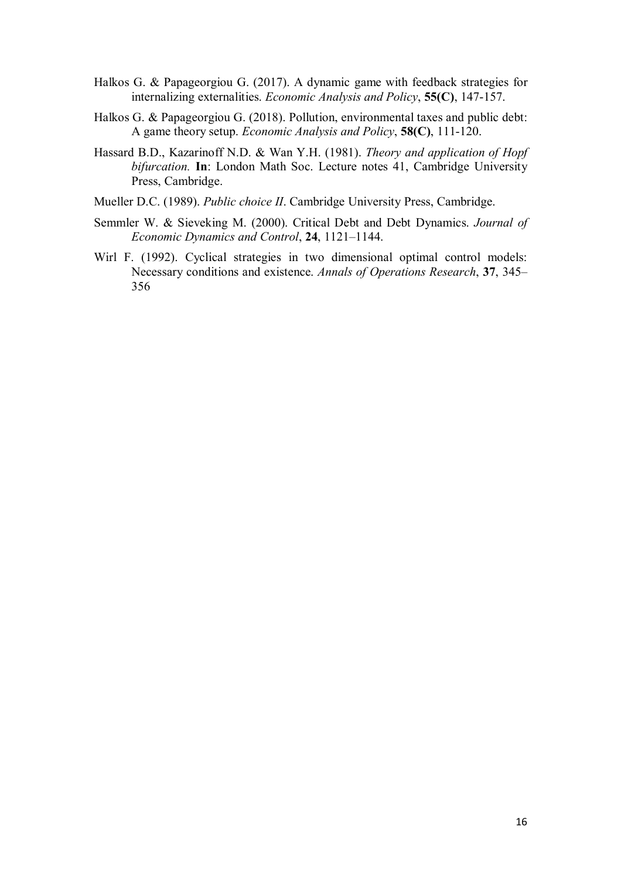Halkos G. & Papageorgiou G. (2017). A dynamic game with feedback strategies for internalizing externalities. *Economic Analysis and Policy*, **55(C)**, 147-157.

Halkos G. & Papageorgiou G. (2018). Pollution, environmental taxes and public debt: A game theory setup. *Economic Analysis and Policy*, **58(C)**, 111-120.

Hassard B.D., Kazarinoff N.D. & Wan Y.H. (1981). *Theory and application of Hopf bifurcation.* **In**: London Math Soc. Lecture notes 41, Cambridge University Press, Cambridge.

Mueller D.C. (1989). *Public choice II*. Cambridge University Press, Cambridge.

Semmler W. & Sieveking M. (2000). Critical Debt and Debt Dynamics. *Journal of Economic Dynamics and Control*, **24**, 1121–1144.

Wirl F. (1992). Cyclical strategies in two dimensional optimal control models: Necessary conditions and existence. *Annals of Operations Research*, **37**, 345–356